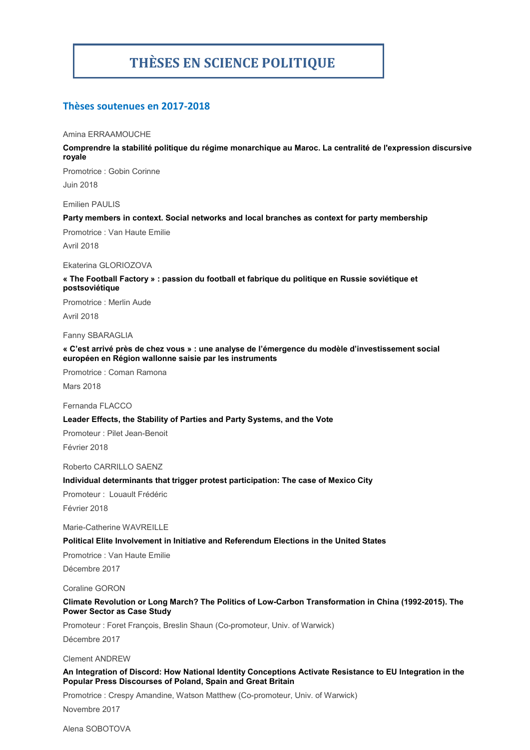# THÈSES EN SCIENCE POLITIQUE

## Thèses soutenues en 2017-2018

Amina ERRAAMOUCHE

**Comprendre la stabilité politique du régime monarchique au Maroc. La centralité de l'expression discursive royale**

Promotrice : Gobin Corinne

Juin 2018

Emilien PAULIS

**Party members in context. Social networks and local branches as context for party membership**

Promotrice : Van Haute Emilie

Avril 2018

Ekaterina GLORIOZOVA

**« The Football Factory » : passion du football et fabrique du politique en Russie soviétique et postsoviétique**

Promotrice : Merlin Aude

Avril 2018

Fanny SBARAGLIA

**« C'est arrivé près de chez vous » : une analyse de l'émergence du modèle d'investissement social européen en Région wallonne saisie par les instruments**

Promotrice : Coman Ramona

Mars 2018

Fernanda FLACCO

**Leader Effects, the Stability of Parties and Party Systems, and the Vote**

Promoteur : Pilet Jean-Benoit

Février 2018

Roberto CARRILLO SAENZ

**Individual determinants that trigger protest participation: The case of Mexico City**

Promoteur : Louault Frédéric

Février 2018

Marie-Catherine WAVREILLE

**Political Elite Involvement in Initiative and Referendum Elections in the United States**

Promotrice : Van Haute Emilie

Décembre 2017

Coraline GORON

**Climate Revolution or Long March? The Politics of Low-Carbon Transformation in China (1992-2015). The Power Sector as Case Study**

Promoteur : Foret François, Breslin Shaun (Co-promoteur, Univ. of Warwick)

Décembre 2017

Clement ANDREW

**An Integration of Discord: How National Identity Conceptions Activate Resistance to EU Integration in the Popular Press Discourses of Poland, Spain and Great Britain**

Promotrice : Crespy Amandine, Watson Matthew (Co-promoteur, Univ. of Warwick)

Novembre 2017

Alena SOBOTOVA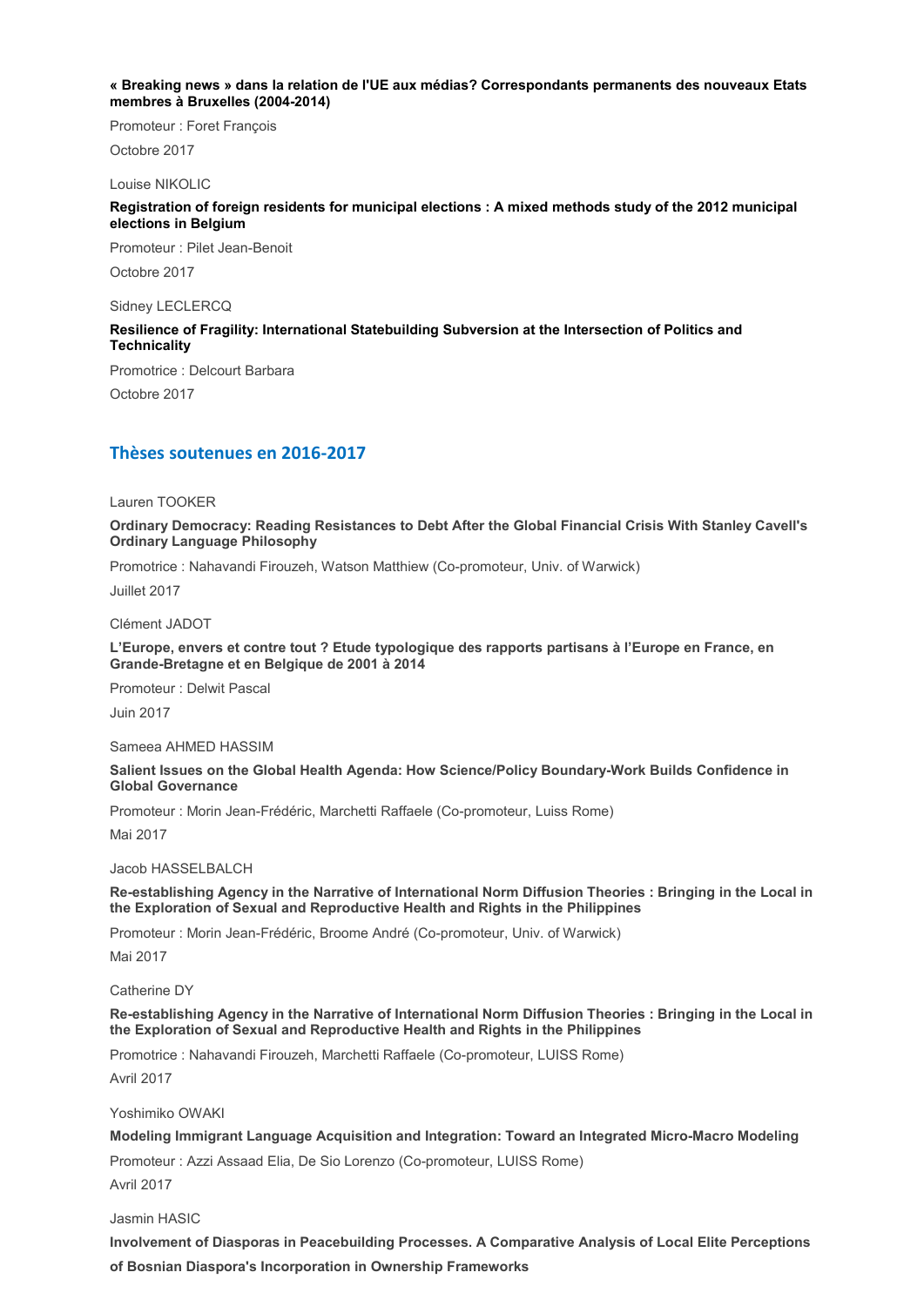**« Breaking news » dans la relation de l'UE aux médias? Correspondants permanents des nouveaux Etats membres à Bruxelles (2004-2014)**

Promoteur : Foret François

Octobre 2017

Louise NIKOLIC

**Registration of foreign residents for municipal elections : A mixed methods study of the 2012 municipal elections in Belgium**

Promoteur : Pilet Jean-Benoit

Octobre 2017

Sidney LECLERCQ

**Resilience of Fragility: International Statebuilding Subversion at the Intersection of Politics and Technicality**

Promotrice : Delcourt Barbara

Octobre 2017

## Thèses soutenues en 2016-2017

Lauren TOOKER

**Ordinary Democracy: Reading Resistances to Debt After the Global Financial Crisis With Stanley Cavell's Ordinary Language Philosophy**

Promotrice : Nahavandi Firouzeh, Watson Matthiew (Co-promoteur, Univ. of Warwick)

Juillet 2017

Clément JADOT

**L'Europe, envers et contre tout ? Etude typologique des rapports partisans à l'Europe en France, en Grande-Bretagne et en Belgique de 2001 à 2014**

Promoteur : Delwit Pascal

Juin 2017

Sameea AHMED HASSIM

**Salient Issues on the Global Health Agenda: How Science/Policy Boundary-Work Builds Confidence in Global Governance**

Promoteur : Morin Jean-Frédéric, Marchetti Raffaele (Co-promoteur, Luiss Rome)

Mai 2017

Jacob HASSELBALCH

**Re-establishing Agency in the Narrative of International Norm Diffusion Theories : Bringing in the Local in the Exploration of Sexual and Reproductive Health and Rights in the Philippines**

Promoteur : Morin Jean-Frédéric, Broome André (Co-promoteur, Univ. of Warwick)

Mai 2017

Catherine DY

**Re-establishing Agency in the Narrative of International Norm Diffusion Theories : Bringing in the Local in the Exploration of Sexual and Reproductive Health and Rights in the Philippines**

Promotrice : Nahavandi Firouzeh, Marchetti Raffaele (Co-promoteur, LUISS Rome)

Avril 2017

Yoshimiko OWAKI

**Modeling Immigrant Language Acquisition and Integration: Toward an Integrated Micro-Macro Modeling**

Promoteur : Azzi Assaad Elia, De Sio Lorenzo (Co-promoteur, LUISS Rome)

Avril 2017

Jasmin HASIC

**Involvement of Diasporas in Peacebuilding Processes. A Comparative Analysis of Local Elite Perceptions of Bosnian Diaspora's Incorporation in Ownership Frameworks**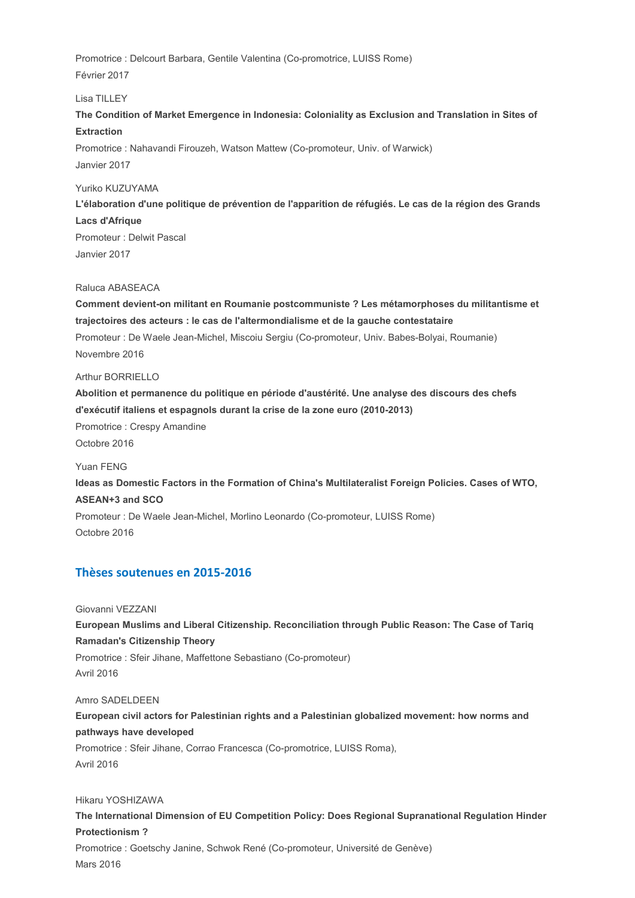Promotrice : Delcourt Barbara, Gentile Valentina (Co-promotrice, LUISS Rome)
Février 2017

Lisa TILLEY
**The Condition of Market Emergence in Indonesia: Coloniality as Exclusion and Translation in Sites of Extraction**
Promotrice : Nahavandi Firouzeh, Watson Mattew (Co-promoteur, Univ. of Warwick)
Janvier 2017

Yuriko KUZUYAMA
**L'élaboration d'une politique de prévention de l'apparition de réfugiés. Le cas de la région des Grands Lacs d'Afrique**
Promoteur : Delwit Pascal
Janvier 2017

Raluca ABASEACA
**Comment devient-on militant en Roumanie postcommuniste ? Les métamorphoses du militantisme et trajectoires des acteurs : le cas de l'altermondialisme et de la gauche contestataire**
Promoteur : De Waele Jean-Michel, Miscoiu Sergiu (Co-promoteur, Univ. Babes-Bolyai, Roumanie)
Novembre 2016

Arthur BORRIELLO
**Abolition et permanence du politique en période d'austérité. Une analyse des discours des chefs d'exécutif italiens et espagnols durant la crise de la zone euro (2010-2013)**
Promotrice : Crespy Amandine
Octobre 2016

Yuan FENG
**Ideas as Domestic Factors in the Formation of China's Multilateralist Foreign Policies. Cases of WTO, ASEAN+3 and SCO**
Promoteur : De Waele Jean-Michel, Morlino Leonardo (Co-promoteur, LUISS Rome)
Octobre 2016

## Thèses soutenues en 2015-2016

Giovanni VEZZANI
**European Muslims and Liberal Citizenship. Reconciliation through Public Reason: The Case of Tariq Ramadan's Citizenship Theory**
Promotrice : Sfeir Jihane, Maffettone Sebastiano (Co-promoteur)
Avril 2016

Amro SADELDEEN
**European civil actors for Palestinian rights and a Palestinian globalized movement: how norms and pathways have developed**
Promotrice : Sfeir Jihane, Corrao Francesca (Co-promotrice, LUISS Roma),
Avril 2016

Hikaru YOSHIZAWA
**The International Dimension of EU Competition Policy: Does Regional Supranational Regulation Hinder Protectionism ?**
Promotrice : Goetschy Janine, Schwok René (Co-promoteur, Université de Genève)
Mars 2016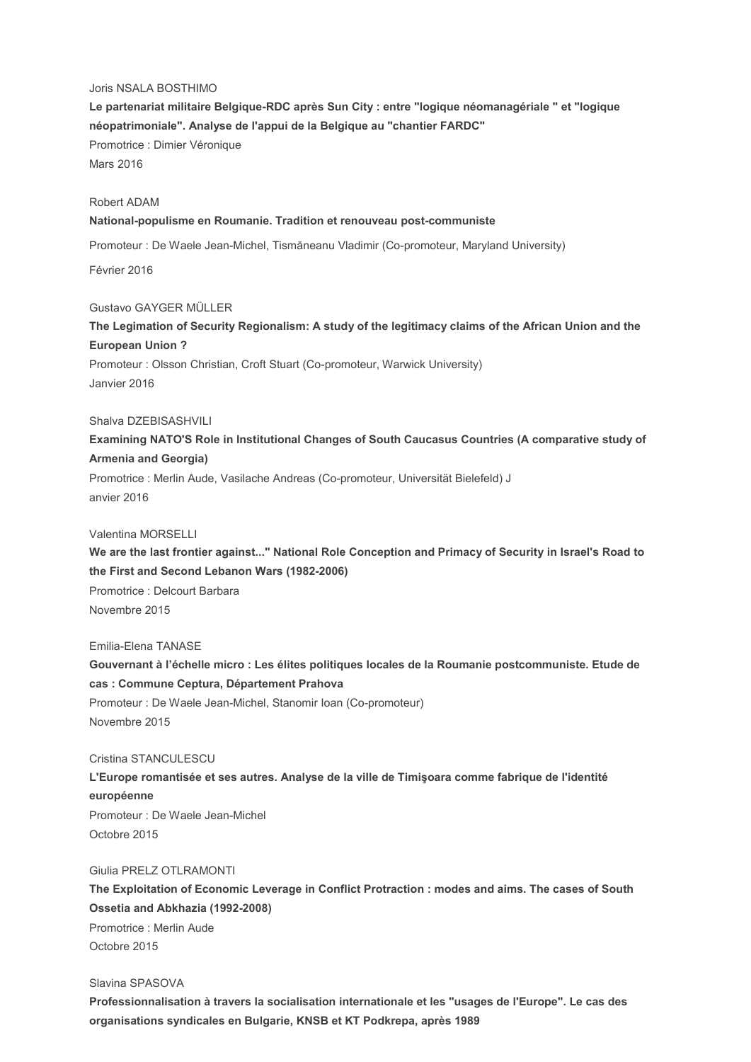Joris NSALA BOSTHIMO

**Le partenariat militaire Belgique-RDC après Sun City : entre "logique néomanagériale " et "logique néopatrimoniale". Analyse de l'appui de la Belgique au "chantier FARDC"**

Promotrice : Dimier Véronique

Mars 2016

Robert ADAM

**National-populisme en Roumanie. Tradition et renouveau post-communiste**

Promoteur : De Waele Jean-Michel, Tismăneanu Vladimir (Co-promoteur, Maryland University)

Février 2016

Gustavo GAYGER MÜLLER

**The Legimation of Security Regionalism: A study of the legitimacy claims of the African Union and the European Union ?**

Promoteur : Olsson Christian, Croft Stuart (Co-promoteur, Warwick University)

Janvier 2016

Shalva DZEBISASHVILI

**Examining NATO'S Role in Institutional Changes of South Caucasus Countries (A comparative study of Armenia and Georgia)**

Promotrice : Merlin Aude, Vasilache Andreas (Co-promoteur, Universität Bielefeld) J anvier 2016

Valentina MORSELLI

**We are the last frontier against..." National Role Conception and Primacy of Security in Israel's Road to the First and Second Lebanon Wars (1982-2006)**

Promotrice : Delcourt Barbara

Novembre 2015

Emilia-Elena TANASE

**Gouvernant à l'échelle micro : Les élites politiques locales de la Roumanie postcommuniste. Etude de cas : Commune Ceptura, Département Prahova**

Promoteur : De Waele Jean-Michel, Stanomir Ioan (Co-promoteur)

Novembre 2015

Cristina STANCULESCU

**L'Europe romantisée et ses autres. Analyse de la ville de Timişoara comme fabrique de l'identité européenne**

Promoteur : De Waele Jean-Michel

Octobre 2015

Giulia PRELZ OTLRAMONTI

**The Exploitation of Economic Leverage in Conflict Protraction : modes and aims. The cases of South Ossetia and Abkhazia (1992-2008)**

Promotrice : Merlin Aude

Octobre 2015

Slavina SPASOVA

**Professionnalisation à travers la socialisation internationale et les "usages de l'Europe". Le cas des organisations syndicales en Bulgarie, KNSB et KT Podkrepa, après 1989**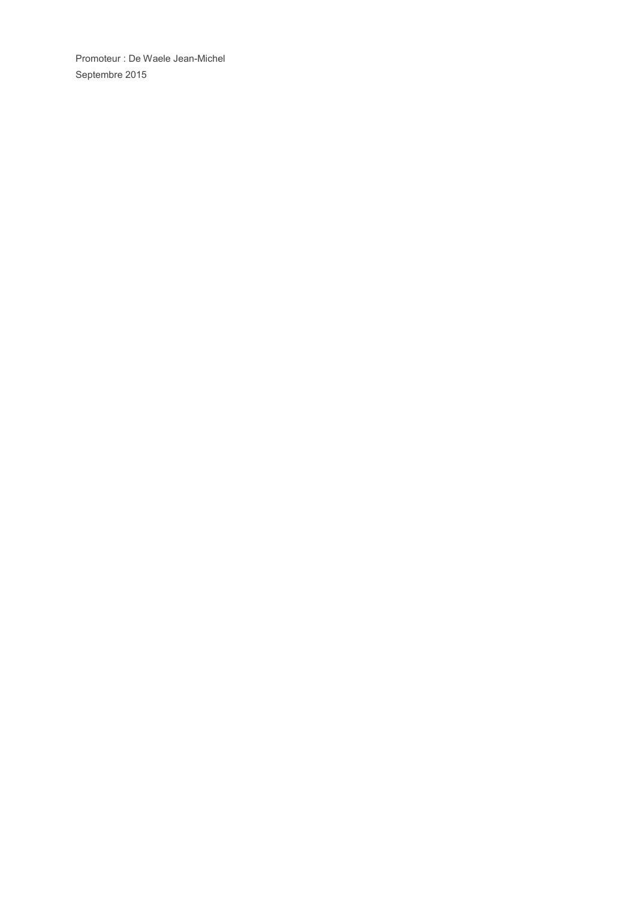Promoteur : De Waele Jean-Michel
Septembre 2015